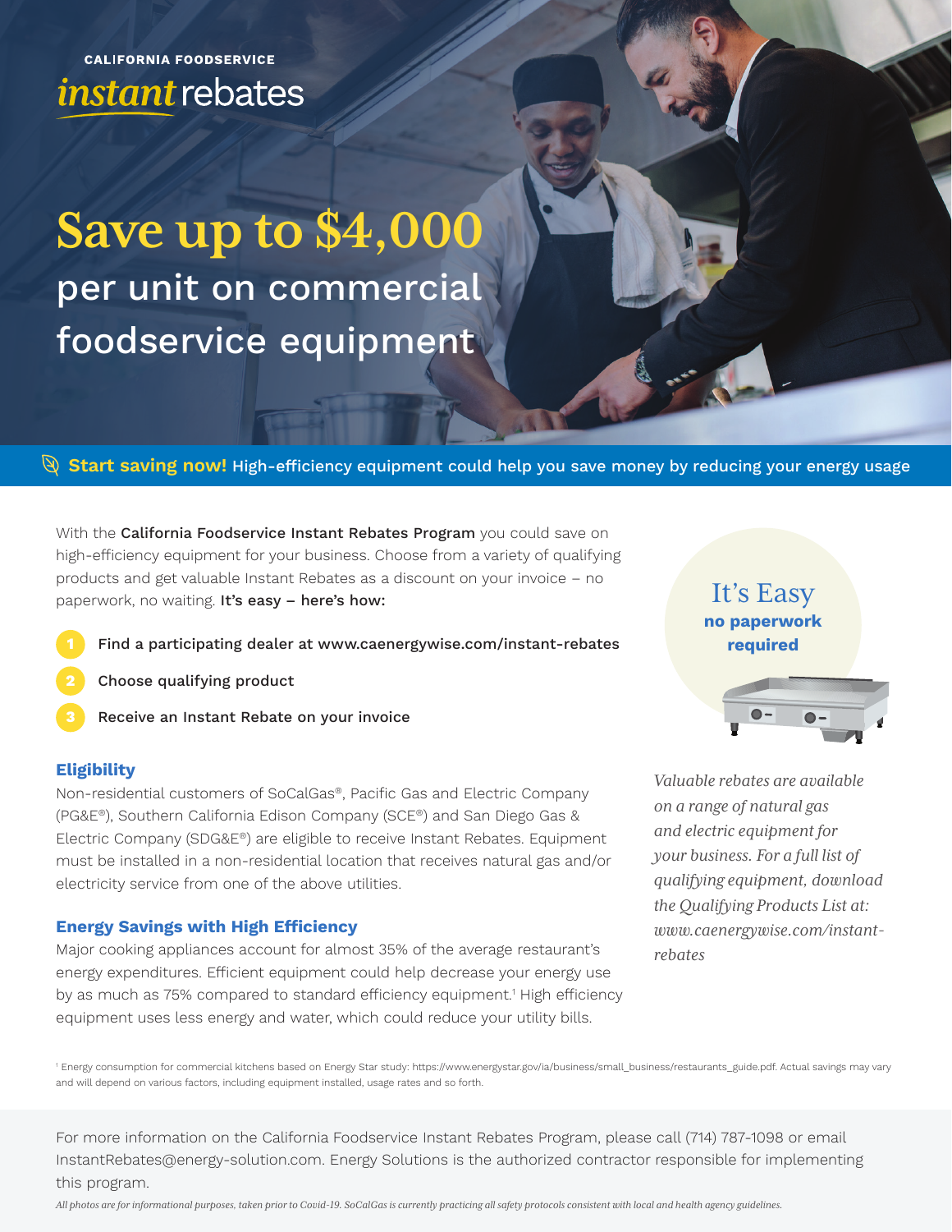CALIFORNIA FOODSERVICE

*instant* rebates

# Save up to $4,000 per unit on commercial foodservice equipment

**Start saving now!** High-efficiency equipment could help you save money by reducing your energy usage

With the **California Foodservice Instant Rebates Program** you could save on high-efficiency equipment for your business. Choose from a variety of qualifying products and get valuable Instant Rebates as a discount on your invoice – no paperwork, no waiting. **It's easy – here's how:**

1. Find a participating dealer at www.caenergywise.com/instant-rebates
2. Choose qualifying product
3. Receive an Instant Rebate on your invoice

It's Easy
**no paperwork required**

*Valuable rebates are available on a range of natural gas and electric equipment for your business. For a full list of qualifying equipment, download the Qualifying Products List at: www.caenergywise.com/instant-rebates*

## Eligibility

Non-residential customers of SoCalGas®, Pacific Gas and Electric Company (PG&E®), Southern California Edison Company (SCE®) and San Diego Gas & Electric Company (SDG&E®) are eligible to receive Instant Rebates. Equipment must be installed in a non-residential location that receives natural gas and/or electricity service from one of the above utilities.

## Energy Savings with High Efficiency

Major cooking appliances account for almost 35% of the average restaurant's energy expenditures. Efficient equipment could help decrease your energy use by as much as 75% compared to standard efficiency equipment.[1] High efficiency equipment uses less energy and water, which could reduce your utility bills.

[1] Energy consumption for commercial kitchens based on Energy Star study: https://www.energystar.gov/ia/business/small_business/restaurants_guide.pdf. Actual savings may vary and will depend on various factors, including equipment installed, usage rates and so forth.

For more information on the California Foodservice Instant Rebates Program, please call (714) 787-1098 or email InstantRebates@energy-solution.com. Energy Solutions is the authorized contractor responsible for implementing this program.

*All photos are for informational purposes, taken prior to Covid-19. SoCalGas is currently practicing all safety protocols consistent with local and health agency guidelines.*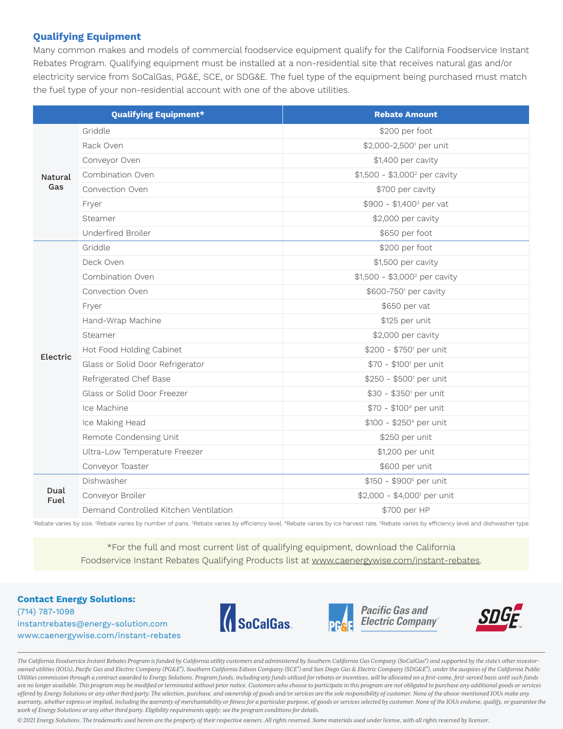## Qualifying Equipment

Many common makes and models of commercial foodservice equipment qualify for the California Foodservice Instant Rebates Program. Qualifying equipment must be installed at a non-residential site that receives natural gas and/or electricity service from SoCalGas, PG&E, SCE, or SDG&E. The fuel type of the equipment being purchased must match the fuel type of your non-residential account with one of the above utilities.

| Qualifying Equipment* | | Rebate Amount |
|---|---|---|
| Natural Gas | Griddle | $200 per foot |
| | Rack Oven | $2,000-2,500[1] per unit |
| | Conveyor Oven | $1,400 per cavity |
| | Combination Oven | $1,500 - $3,000[2] per cavity |
| | Convection Oven | $700 per cavity |
| | Fryer | $900 - $1,400[3] per vat |
| | Steamer | $2,000 per cavity |
| | Underfired Broiler | $650 per foot |
| Electric | Griddle | $200 per foot |
| | Deck Oven | $1,500 per cavity |
| | Combination Oven | $1,500 - $3,000[2] per cavity |
| | Convection Oven | $600-750[1] per cavity |
| | Fryer | $650 per vat |
| | Hand-Wrap Machine | $125 per unit |
| | Steamer | $2,000 per cavity |
| | Hot Food Holding Cabinet | $200 - $750[1] per unit |
| | Glass or Solid Door Refrigerator | $70 - $100[1] per unit |
| | Refrigerated Chef Base | $250 - $500[1] per unit |
| | Glass or Solid Door Freezer | $30 - $350[1] per unit |
| | Ice Machine | $70 - $100[4] per unit |
| | Ice Making Head | $100 - $250[4] per unit |
| | Remote Condensing Unit | $250 per unit |
| | Ultra-Low Temperature Freezer | $1,200 per unit |
| | Conveyor Toaster | $600 per unit |
| Dual Fuel | Dishwasher | $150 - $900[5] per unit |
| | Conveyor Broiler | $2,000 - $4,000[1] per unit |
| | Demand Controlled Kitchen Ventilation | $700 per HP |

[1]Rebate varies by size. [2]Rebate varies by number of pans. [3]Rebate varies by efficiency level. [4]Rebate varies by ice harvest rate. [5]Rebate varies by efficiency level and dishwasher type.

*For the full and most current list of qualifying equipment, download the California Foodservice Instant Rebates Qualifying Products list at www.caenergywise.com/instant-rebates.

**Contact Energy Solutions:**
(714) 787-1098
instantrebates@energy-solution.com
www.caenergywise.com/instant-rebates

SoCalGas | PG&E Pacific Gas and Electric Company | SDGE

*The California Foodservice Instant Rebates Program is funded by California utility customers and administered by Southern California Gas Company (SoCalGas®) and supported by the state's other investor-owned utilities (IOUs), Pacific Gas and Electric Company (PG&E®), Southern California Edison Company (SCE®) and San Diego Gas & Electric Company (SDG&E®), under the auspices of the California Public Utilities commission through a contract awarded to Energy Solutions. Program funds, including any funds utilized for rebates or incentives, will be allocated on a first-come, first-served basis until such funds are no longer available. This program may be modified or terminated without prior notice. Customers who choose to participate in this program are not obligated to purchase any additional goods or services offered by Energy Solutions or any other third party. The selection, purchase, and ownership of goods and/or services are the sole responsibility of customer. None of the above-mentioned IOUs make any warranty, whether express or implied, including the warranty of merchantability or fitness for a particular purpose, of goods or services selected by customer. None of the IOUs endorse, qualify, or guarantee the work of Energy Solutions or any other third party. Eligibility requirements apply; see the program conditions for details.*

*© 2021 Energy Solutions. The trademarks used herein are the property of their respective owners. All rights reserved. Some materials used under license, with all rights reserved by licensor.*